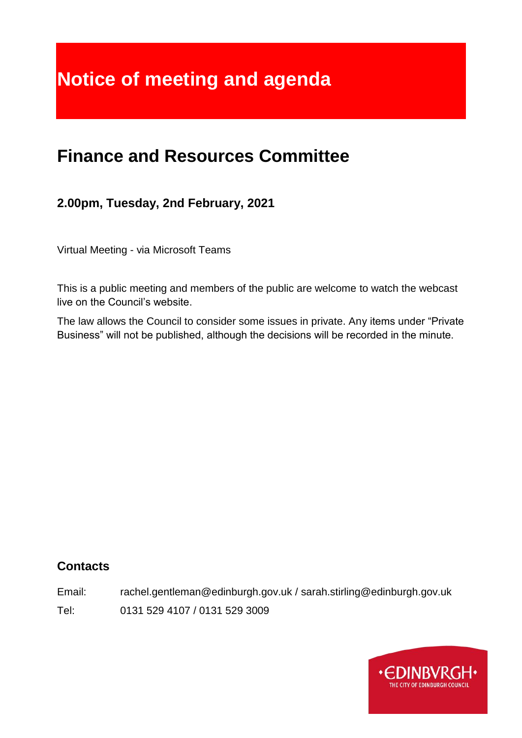# Notice of meeting and agenda

## Finance and Resources Committee

### 2.00pm, Tuesday, 2nd February, 2021

Virtual Meeting - via Microsoft Teams

This is a public meeting and members of the public are welcome to watch the webcast live on the Council's website.

The law allows the Council to consider some issues in private. Any items under "Private Business" will not be published, although the decisions will be recorded in the minute.

### Contacts

Email: rachel.gentleman@edinburgh.gov.uk / sarah.stirling@edinburgh.gov.uk

Tel: 0131 529 4107 / 0131 529 3009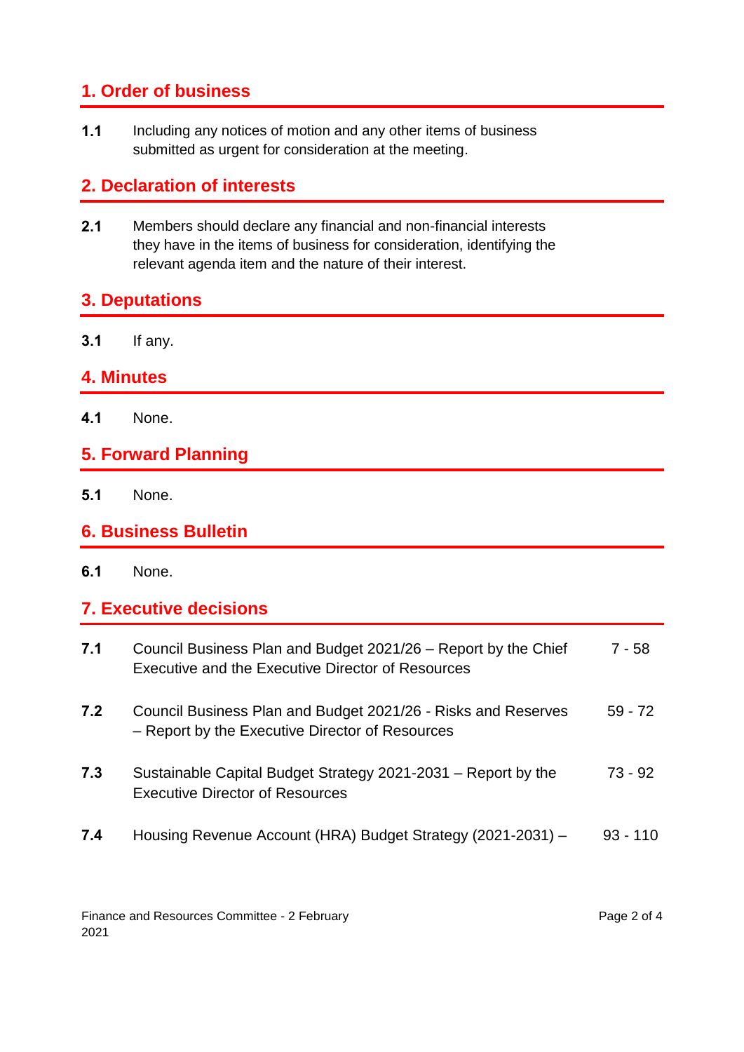## 1. Order of business

**1.1** Including any notices of motion and any other items of business submitted as urgent for consideration at the meeting.

## 2. Declaration of interests

**2.1** Members should declare any financial and non-financial interests they have in the items of business for consideration, identifying the relevant agenda item and the nature of their interest.

## 3. Deputations

**3.1** If any.

## 4. Minutes

**4.1** None.

## 5. Forward Planning

**5.1** None.

## 6. Business Bulletin

**6.1** None.

## 7. Executive decisions

| | | |
|---|---|---|
| **7.1** | Council Business Plan and Budget 2021/26 – Report by the Chief Executive and the Executive Director of Resources | 7 - 58 |
| **7.2** | Council Business Plan and Budget 2021/26 - Risks and Reserves – Report by the Executive Director of Resources | 59 - 72 |
| **7.3** | Sustainable Capital Budget Strategy 2021-2031 – Report by the Executive Director of Resources | 73 - 92 |
| **7.4** | Housing Revenue Account (HRA) Budget Strategy (2021-2031) – | 93 - 110 |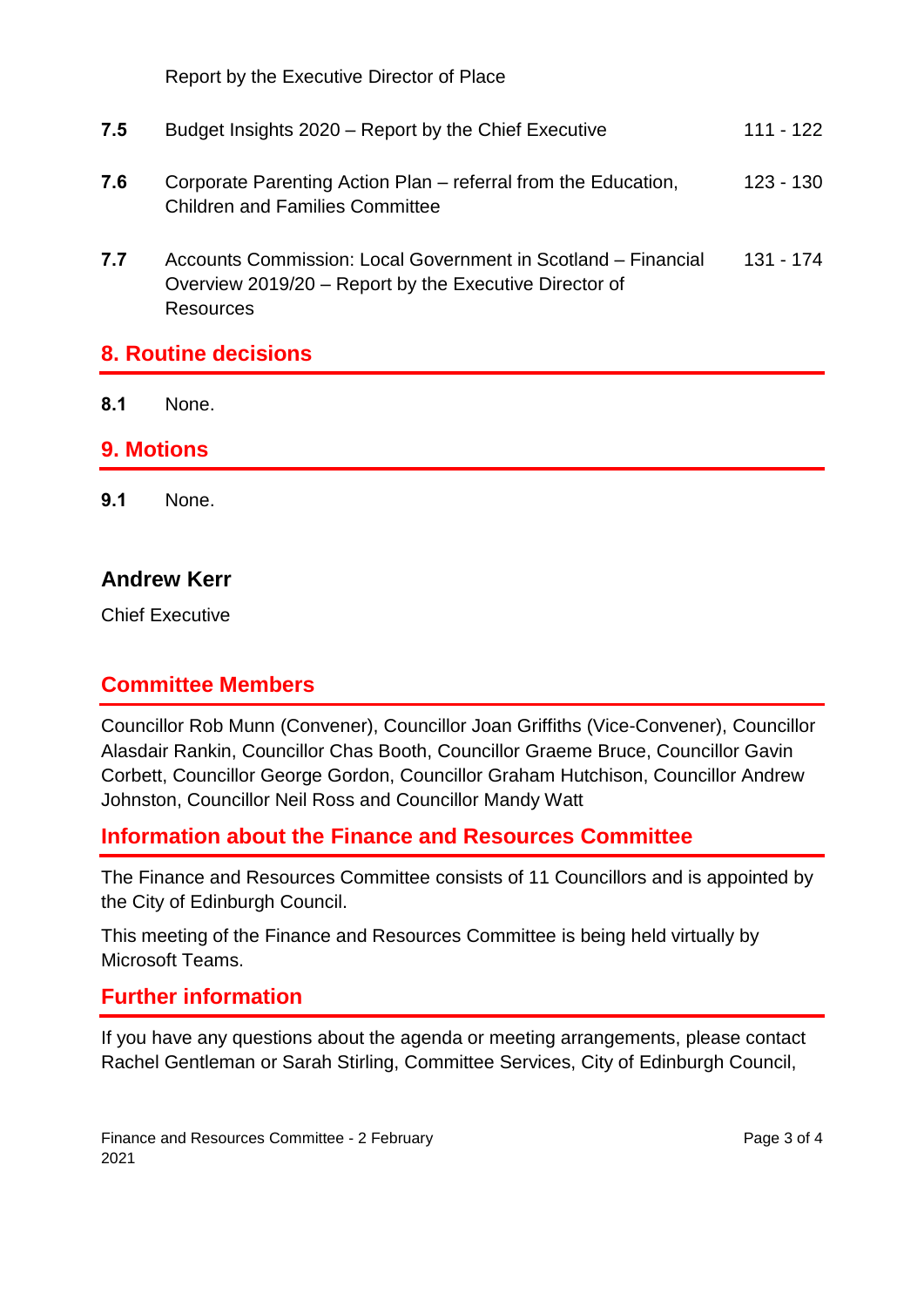Report by the Executive Director of Place

| | | |
|---|---|---|
| **7.5** | Budget Insights 2020 – Report by the Chief Executive | 111 - 122 |
| **7.6** | Corporate Parenting Action Plan – referral from the Education, Children and Families Committee | 123 - 130 |
| **7.7** | Accounts Commission: Local Government in Scotland – Financial Overview 2019/20 – Report by the Executive Director of Resources | 131 - 174 |

## 8. Routine decisions

**8.1** None.

## 9. Motions

**9.1** None.

**Andrew Kerr**

Chief Executive

## Committee Members

Councillor Rob Munn (Convener), Councillor Joan Griffiths (Vice-Convener), Councillor Alasdair Rankin, Councillor Chas Booth, Councillor Graeme Bruce, Councillor Gavin Corbett, Councillor George Gordon, Councillor Graham Hutchison, Councillor Andrew Johnston, Councillor Neil Ross and Councillor Mandy Watt

## Information about the Finance and Resources Committee

The Finance and Resources Committee consists of 11 Councillors and is appointed by the City of Edinburgh Council.

This meeting of the Finance and Resources Committee is being held virtually by Microsoft Teams.

## Further information

If you have any questions about the agenda or meeting arrangements, please contact Rachel Gentleman or Sarah Stirling, Committee Services, City of Edinburgh Council,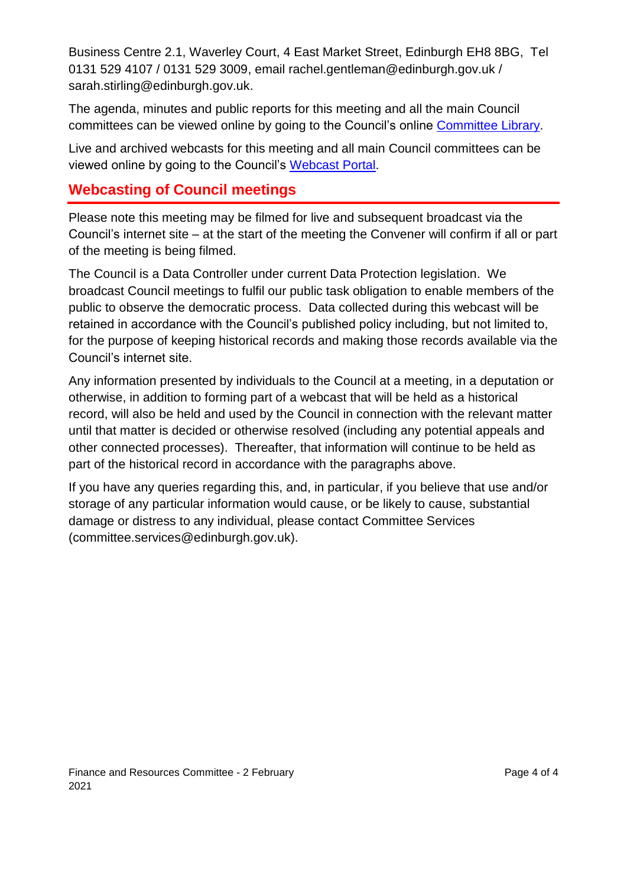Business Centre 2.1, Waverley Court, 4 East Market Street, Edinburgh EH8 8BG, Tel 0131 529 4107 / 0131 529 3009, email rachel.gentleman@edinburgh.gov.uk / sarah.stirling@edinburgh.gov.uk.

The agenda, minutes and public reports for this meeting and all the main Council committees can be viewed online by going to the Council's online Committee Library.

Live and archived webcasts for this meeting and all main Council committees can be viewed online by going to the Council's Webcast Portal.

## Webcasting of Council meetings

Please note this meeting may be filmed for live and subsequent broadcast via the Council's internet site – at the start of the meeting the Convener will confirm if all or part of the meeting is being filmed.

The Council is a Data Controller under current Data Protection legislation. We broadcast Council meetings to fulfil our public task obligation to enable members of the public to observe the democratic process. Data collected during this webcast will be retained in accordance with the Council's published policy including, but not limited to, for the purpose of keeping historical records and making those records available via the Council's internet site.

Any information presented by individuals to the Council at a meeting, in a deputation or otherwise, in addition to forming part of a webcast that will be held as a historical record, will also be held and used by the Council in connection with the relevant matter until that matter is decided or otherwise resolved (including any potential appeals and other connected processes). Thereafter, that information will continue to be held as part of the historical record in accordance with the paragraphs above.

If you have any queries regarding this, and, in particular, if you believe that use and/or storage of any particular information would cause, or be likely to cause, substantial damage or distress to any individual, please contact Committee Services (committee.services@edinburgh.gov.uk).